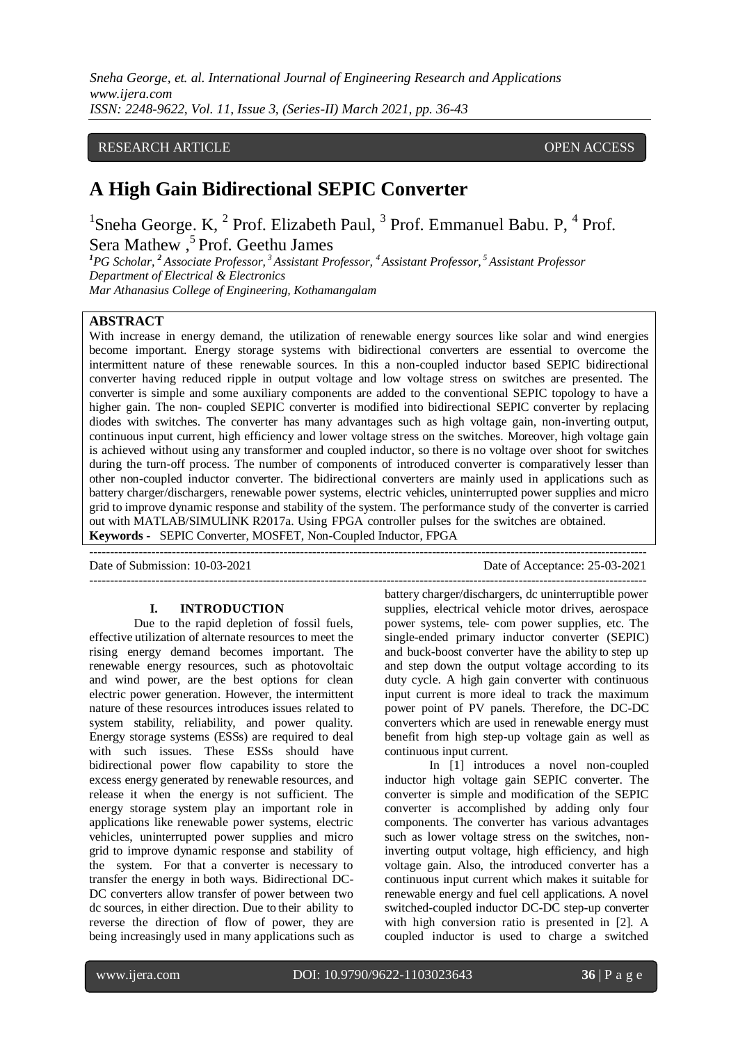RESEARCH ARTICLE OPEN ACCESS

# A High Gain Bidirectional SEPIC Converter

[1]Sneha George. K, [2] Prof. Elizabeth Paul, [3] Prof. Emmanuel Babu. P, [4] Prof. Sera Mathew , [5] Prof. Geethu James

*[1]PG Scholar, [2] Associate Professor, [3] Assistant Professor, [4] Assistant Professor, [5] Assistant Professor*
*Department of Electrical & Electronics*
*Mar Athanasius College of Engineering, Kothamangalam*

## ABSTRACT

With increase in energy demand, the utilization of renewable energy sources like solar and wind energies become important. Energy storage systems with bidirectional converters are essential to overcome the intermittent nature of these renewable sources. In this a non-coupled inductor based SEPIC bidirectional converter having reduced ripple in output voltage and low voltage stress on switches are presented. The converter is simple and some auxiliary components are added to the conventional SEPIC topology to have a higher gain. The non- coupled SEPIC converter is modified into bidirectional SEPIC converter by replacing diodes with switches. The converter has many advantages such as high voltage gain, non-inverting output, continuous input current, high efficiency and lower voltage stress on the switches. Moreover, high voltage gain is achieved without using any transformer and coupled inductor, so there is no voltage over shoot for switches during the turn-off process. The number of components of introduced converter is comparatively lesser than other non-coupled inductor converter. The bidirectional converters are mainly used in applications such as battery charger/dischargers, renewable power systems, electric vehicles, uninterrupted power supplies and micro grid to improve dynamic response and stability of the system. The performance study of the converter is carried out with MATLAB/SIMULINK R2017a. Using FPGA controller pulses for the switches are obtained.

**Keywords -** SEPIC Converter, MOSFET, Non-Coupled Inductor, FPGA

---

Date of Submission: 10-03-2021 Date of Acceptance: 25-03-2021

---

## I. INTRODUCTION

Due to the rapid depletion of fossil fuels, effective utilization of alternate resources to meet the rising energy demand becomes important. The renewable energy resources, such as photovoltaic and wind power, are the best options for clean electric power generation. However, the intermittent nature of these resources introduces issues related to system stability, reliability, and power quality. Energy storage systems (ESSs) are required to deal with such issues. These ESSs should have bidirectional power flow capability to store the excess energy generated by renewable resources, and release it when the energy is not sufficient. The energy storage system play an important role in applications like renewable power systems, electric vehicles, uninterrupted power supplies and micro grid to improve dynamic response and stability of the system. For that a converter is necessary to transfer the energy in both ways. Bidirectional DC-DC converters allow transfer of power between two dc sources, in either direction. Due to their ability to reverse the direction of flow of power, they are being increasingly used in many applications such as battery charger/dischargers, dc uninterruptible power supplies, electrical vehicle motor drives, aerospace power systems, tele- com power supplies, etc. The single-ended primary inductor converter (SEPIC) and buck-boost converter have the ability to step up and step down the output voltage according to its duty cycle. A high gain converter with continuous input current is more ideal to track the maximum power point of PV panels. Therefore, the DC-DC converters which are used in renewable energy must benefit from high step-up voltage gain as well as continuous input current.

In [1] introduces a novel non-coupled inductor high voltage gain SEPIC converter. The converter is simple and modification of the SEPIC converter is accomplished by adding only four components. The converter has various advantages such as lower voltage stress on the switches, non-inverting output voltage, high efficiency, and high voltage gain. Also, the introduced converter has a continuous input current which makes it suitable for renewable energy and fuel cell applications. A novel switched-coupled inductor DC-DC step-up converter with high conversion ratio is presented in [2]. A coupled inductor is used to charge a switched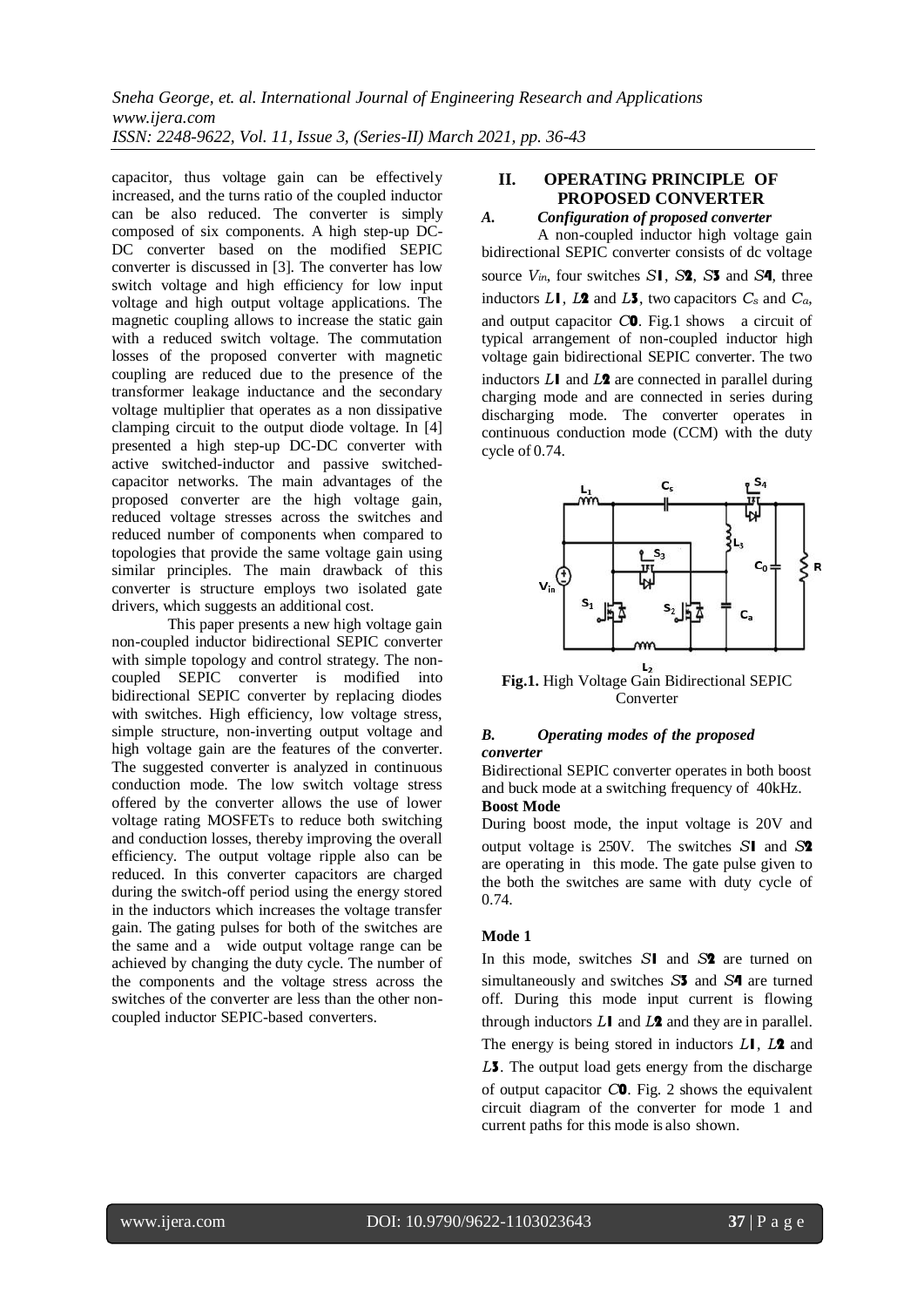capacitor, thus voltage gain can be effectively increased, and the turns ratio of the coupled inductor can be also reduced. The converter is simply composed of six components. A high step-up DC-DC converter based on the modified SEPIC converter is discussed in [3]. The converter has low switch voltage and high efficiency for low input voltage and high output voltage applications. The magnetic coupling allows to increase the static gain with a reduced switch voltage. The commutation losses of the proposed converter with magnetic coupling are reduced due to the presence of the transformer leakage inductance and the secondary voltage multiplier that operates as a non dissipative clamping circuit to the output diode voltage. In [4] presented a high step-up DC-DC converter with active switched-inductor and passive switched-capacitor networks. The main advantages of the proposed converter are the high voltage gain, reduced voltage stresses across the switches and reduced number of components when compared to topologies that provide the same voltage gain using similar principles. The main drawback of this converter is structure employs two isolated gate drivers, which suggests an additional cost.

This paper presents a new high voltage gain non-coupled inductor bidirectional SEPIC converter with simple topology and control strategy. The non-coupled SEPIC converter is modified into bidirectional SEPIC converter by replacing diodes with switches. High efficiency, low voltage stress, simple structure, non-inverting output voltage and high voltage gain are the features of the converter. The suggested converter is analyzed in continuous conduction mode. The low switch voltage stress offered by the converter allows the use of lower voltage rating MOSFETs to reduce both switching and conduction losses, thereby improving the overall efficiency. The output voltage ripple also can be reduced. In this converter capacitors are charged during the switch-off period using the energy stored in the inductors which increases the voltage transfer gain. The gating pulses for both of the switches are the same and a wide output voltage range can be achieved by changing the duty cycle. The number of the components and the voltage stress across the switches of the converter are less than the other non-coupled inductor SEPIC-based converters.

## II. OPERATING PRINCIPLE OF PROPOSED CONVERTER

### A. Configuration of proposed converter

A non-coupled inductor high voltage gain bidirectional SEPIC converter consists of dc voltage source $V_{in}$, four switches $S1$, $S2$, $S3$ and $S4$, three inductors $L1$, $L2$ and $L3$, two capacitors $C_s$ and $C_a$, and output capacitor $C0$. Fig.1 shows a circuit of typical arrangement of non-coupled inductor high voltage gain bidirectional SEPIC converter. The two inductors $L1$ and $L2$ are connected in parallel during charging mode and are connected in series during discharging mode. The converter operates in continuous conduction mode (CCM) with the duty cycle of 0.74.

**Fig.1.** High Voltage Gain Bidirectional SEPIC Converter

### B. Operating modes of the proposed converter

Bidirectional SEPIC converter operates in both boost and buck mode at a switching frequency of 40kHz.

**Boost Mode**

During boost mode, the input voltage is 20V and output voltage is 250V. The switches $S1$ and $S2$ are operating in this mode. The gate pulse given to the both the switches are same with duty cycle of 0.74.

**Mode 1**

In this mode, switches $S1$ and $S2$ are turned on simultaneously and switches $S3$ and $S4$ are turned off. During this mode input current is flowing through inductors $L1$ and $L2$ and they are in parallel. The energy is being stored in inductors $L1$, $L2$ and $L3$. The output load gets energy from the discharge of output capacitor $C0$. Fig. 2 shows the equivalent circuit diagram of the converter for mode 1 and current paths for this mode is also shown.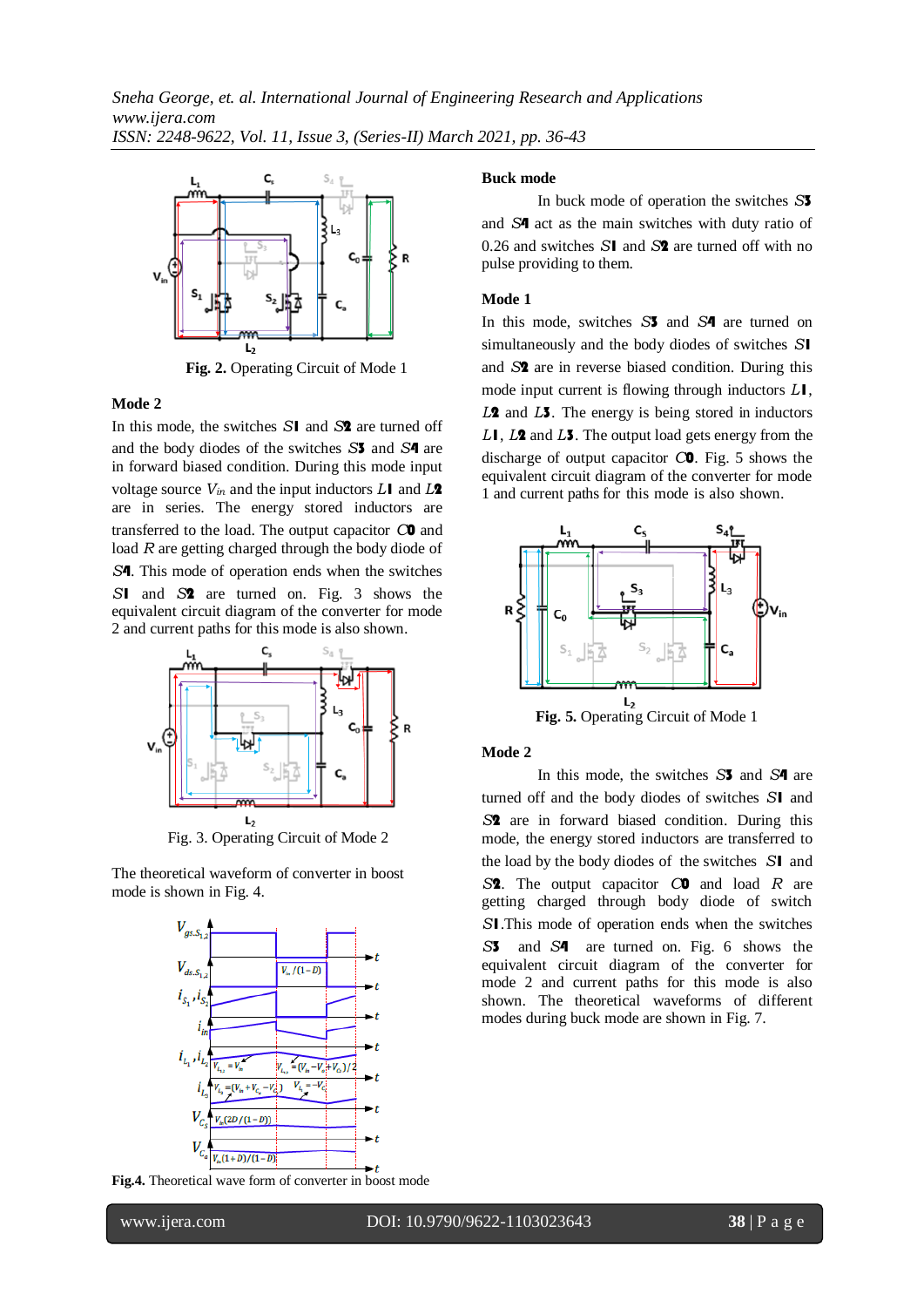**Fig. 2.** Operating Circuit of Mode 1

**Mode 2**

In this mode, the switches $S1$ and $S2$ are turned off and the body diodes of the switches $S3$ and $S4$ are in forward biased condition. During this mode input voltage source $V_{in}$ and the input inductors $L1$ and $L2$ are in series. The energy stored inductors are transferred to the load. The output capacitor $C0$ and load $R$ are getting charged through the body diode of $S4$. This mode of operation ends when the switches $S1$ and $S2$ are turned on. Fig. 3 shows the equivalent circuit diagram of the converter for mode 2 and current paths for this mode is also shown.

Fig. 3. Operating Circuit of Mode 2

The theoretical waveform of converter in boost mode is shown in Fig. 4.

**Fig.4.** Theoretical wave form of converter in boost mode

**Buck mode**

In buck mode of operation the switches $S3$ and $S4$ act as the main switches with duty ratio of 0.26 and switches $S1$ and $S2$ are turned off with no pulse providing to them.

**Mode 1**

In this mode, switches $S3$ and $S4$ are turned on simultaneously and the body diodes of switches $S1$ and $S2$ are in reverse biased condition. During this mode input current is flowing through inductors $L1$, $L2$ and $L3$. The energy is being stored in inductors $L1$, $L2$ and $L3$. The output load gets energy from the discharge of output capacitor $C0$. Fig. 5 shows the equivalent circuit diagram of the converter for mode 1 and current paths for this mode is also shown.

**Fig. 5.** Operating Circuit of Mode 1

**Mode 2**

In this mode, the switches $S3$ and $S4$ are turned off and the body diodes of switches $S1$ and $S2$ are in forward biased condition. During this mode, the energy stored inductors are transferred to the load by the body diodes of the switches $S1$ and $S2$. The output capacitor $C0$ and load $R$ are getting charged through body diode of switch $S1$.This mode of operation ends when the switches $S3$ and $S4$ are turned on. Fig. 6 shows the equivalent circuit diagram of the converter for mode 2 and current paths for this mode is also shown. The theoretical waveforms of different modes during buck mode are shown in Fig. 7.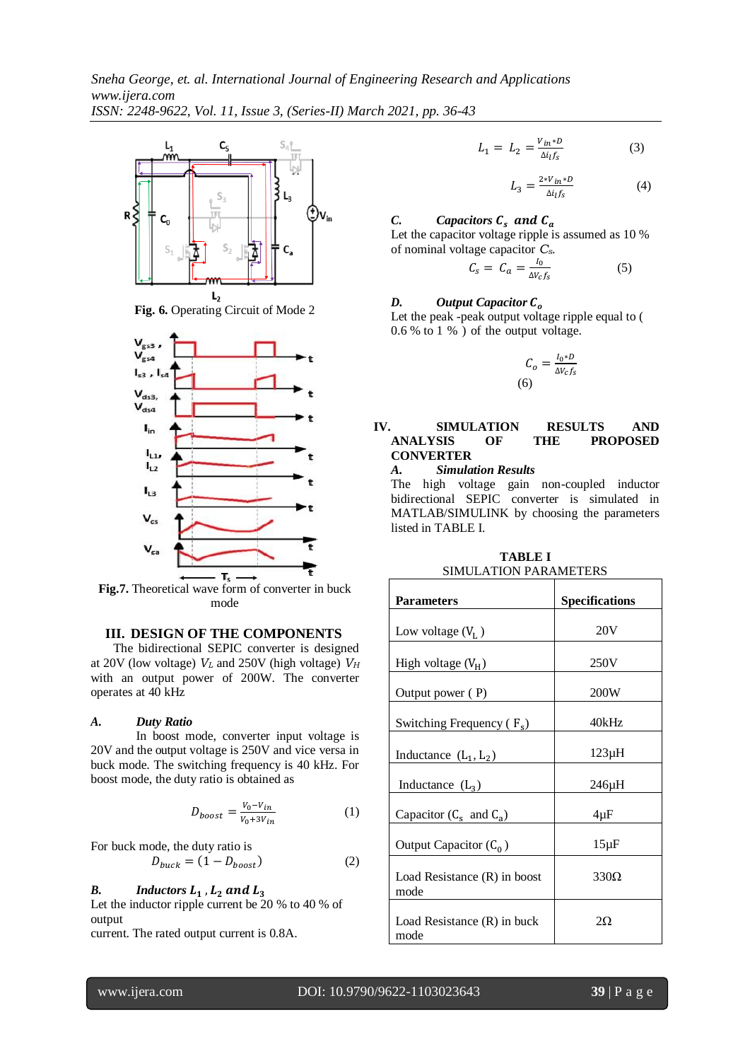Fig. 6. Operating Circuit of Mode 2

Fig.7. Theoretical wave form of converter in buck mode

## III. DESIGN OF THE COMPONENTS

The bidirectional SEPIC converter is designed at 20V (low voltage) $V_L$ and 250V (high voltage) $V_H$ with an output power of 200W. The converter operates at 40 kHz

### *A. Duty Ratio*

In boost mode, converter input voltage is 20V and the output voltage is 250V and vice versa in buck mode. The switching frequency is 40 kHz. For boost mode, the duty ratio is obtained as

$$D_{boost} = \frac{V_0 - V_{in}}{V_0 + 3V_{in}} \quad (1)$$

For buck mode, the duty ratio is

$$D_{buck} = (1 - D_{boost}) \quad (2)$$

### *B. Inductors $L_1$, $L_2$ and $L_3$*

Let the inductor ripple current be 20 % to 40 % of output
current. The rated output current is 0.8A.

$$L_1 = L_2 = \frac{V_{in} * D}{\Delta i_l f_s} \quad (3)$$

$$L_3 = \frac{2 * V_{in} * D}{\Delta i_l f_s} \quad (4)$$

### *C. Capacitors $C_s$ and $C_a$*

Let the capacitor voltage ripple is assumed as 10 % of nominal voltage capacitor $C_s$.

$$C_s = C_a = \frac{I_0}{\Delta V_c f_s} \quad (5)$$

### *D. Output Capacitor $C_o$*

Let the peak -peak output voltage ripple equal to ( 0.6 % to 1 % ) of the output voltage.

$$C_o = \frac{I_0 * D}{\Delta V_c f_s} \quad (6)$$

## IV. SIMULATION RESULTS AND ANALYSIS OF THE PROPOSED CONVERTER

### *A. Simulation Results*

The high voltage gain non-coupled inductor bidirectional SEPIC converter is simulated in MATLAB/SIMULINK by choosing the parameters listed in TABLE I.

**TABLE I**
SIMULATION PARAMETERS

| Parameters | Specifications |
|---|---|
| Low voltage ($V_L$) | 20V |
| High voltage ($V_H$) | 250V |
| Output power ( P) | 200W |
| Switching Frequency ( $F_s$) | 40kHz |
| Inductance ($L_1$, $L_2$) | 123μH |
| Inductance ($L_3$) | 246μH |
| Capacitor ($C_s$ and $C_a$) | 4μF |
| Output Capacitor ($C_0$) | 15μF |
| Load Resistance (R) in boost mode | 330Ω |
| Load Resistance (R) in buck mode | 2Ω |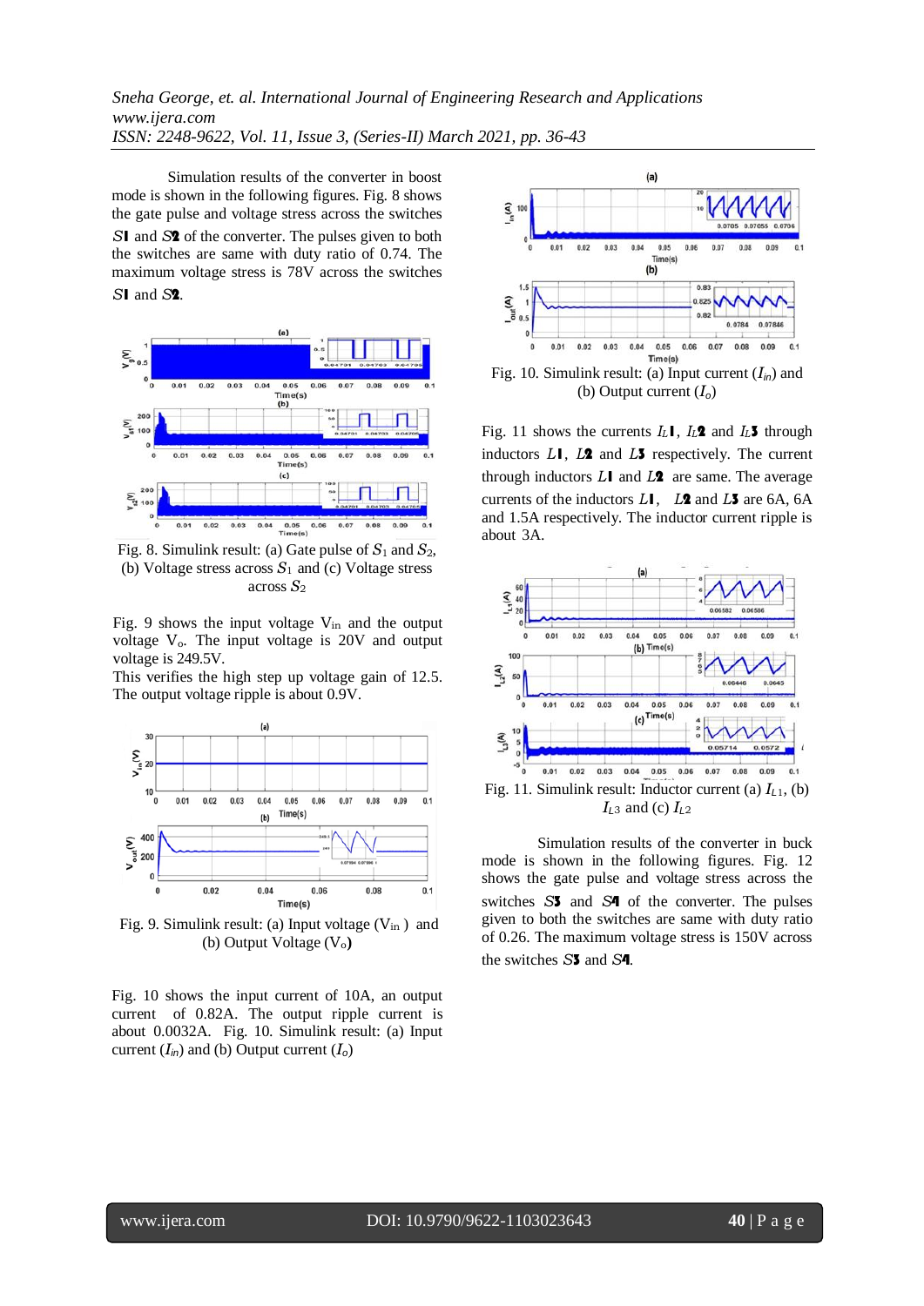Simulation results of the converter in boost mode is shown in the following figures. Fig. 8 shows the gate pulse and voltage stress across the switches $S1$ and $S2$ of the converter. The pulses given to both the switches are same with duty ratio of 0.74. The maximum voltage stress is 78V across the switches $S1$ and $S2$.

Fig. 8. Simulink result: (a) Gate pulse of $S_1$ and $S_2$, (b) Voltage stress across $S_1$ and (c) Voltage stress across $S_2$

Fig. 9 shows the input voltage $V_{in}$ and the output voltage $V_o$. The input voltage is 20V and output voltage is 249.5V.
This verifies the high step up voltage gain of 12.5. The output voltage ripple is about 0.9V.

Fig. 9. Simulink result: (a) Input voltage ($V_{in}$) and (b) Output Voltage ($V_o$)

Fig. 10 shows the input current of 10A, an output current of 0.82A. The output ripple current is about 0.0032A. Fig. 10. Simulink result: (a) Input current ($I_{in}$) and (b) Output current ($I_o$)

Fig. 10. Simulink result: (a) Input current ($I_{in}$) and (b) Output current ($I_o$)

Fig. 11 shows the currents $I_{L1}$, $I_{L2}$ and $I_{L3}$ through inductors $L1$, $L2$ and $L3$ respectively. The current through inductors $L1$ and $L2$ are same. The average currents of the inductors $L1$, $L2$ and $L3$ are 6A, 6A and 1.5A respectively. The inductor current ripple is about 3A.

Fig. 11. Simulink result: Inductor current (a) $I_{L1}$, (b) $I_{L3}$ and (c) $I_{L2}$

Simulation results of the converter in buck mode is shown in the following figures. Fig. 12 shows the gate pulse and voltage stress across the switches $S3$ and $S4$ of the converter. The pulses given to both the switches are same with duty ratio of 0.26. The maximum voltage stress is 150V across the switches $S3$ and $S4$.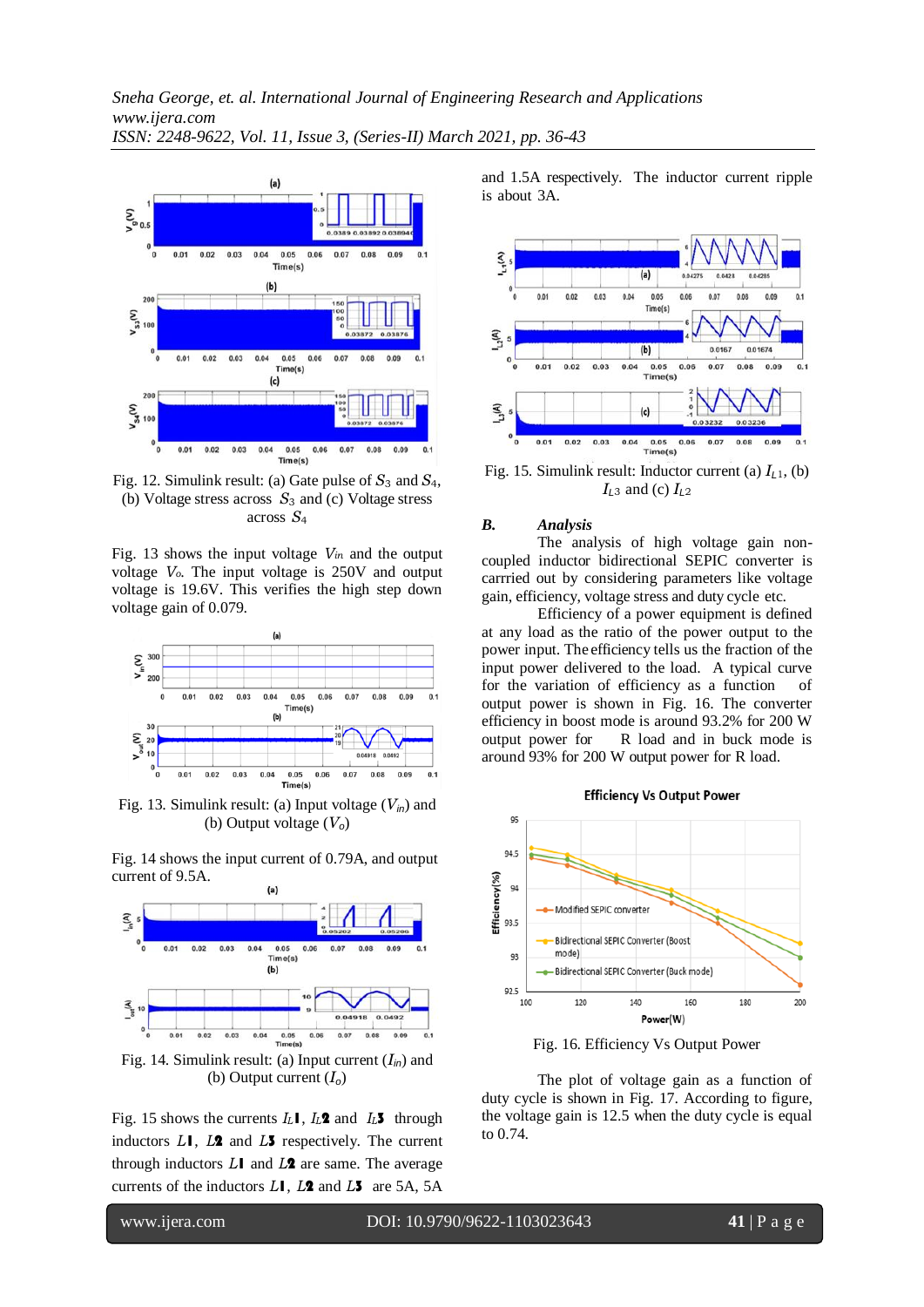Fig. 12. Simulink result: (a) Gate pulse of $S_3$ and $S_4$, (b) Voltage stress across $S_3$ and (c) Voltage stress across $S_4$

Fig. 13 shows the input voltage $V_{in}$ and the output voltage $V_o$. The input voltage is 250V and output voltage is 19.6V. This verifies the high step down voltage gain of 0.079.

Fig. 13. Simulink result: (a) Input voltage ($V_{in}$) and (b) Output voltage ($V_o$)

Fig. 14 shows the input current of 0.79A, and output current of 9.5A.

Fig. 14. Simulink result: (a) Input current ($I_{in}$) and (b) Output current ($I_o$)

Fig. 15 shows the currents $I_{L1}$, $I_{L2}$ and $I_{L3}$ through inductors $L1$, $L2$ and $L3$ respectively. The current through inductors $L1$ and $L2$ are same. The average currents of the inductors $L1$, $L2$ and $L3$ are 5A, 5A and 1.5A respectively. The inductor current ripple is about 3A.

Fig. 15. Simulink result: Inductor current (a) $I_{L1}$, (b) $I_{L3}$ and (c) $I_{L2}$

### *B. Analysis*

The analysis of high voltage gain non-coupled inductor bidirectional SEPIC converter is carrried out by considering parameters like voltage gain, efficiency, voltage stress and duty cycle etc.

Efficiency of a power equipment is defined at any load as the ratio of the power output to the power input. The efficiency tells us the fraction of the input power delivered to the load. A typical curve for the variation of efficiency as a function of output power is shown in Fig. 16. The converter efficiency in boost mode is around 93.2% for 200 W output power for R load and in buck mode is around 93% for 200 W output power for R load.

Fig. 16. Efficiency Vs Output Power

The plot of voltage gain as a function of duty cycle is shown in Fig. 17. According to figure, the voltage gain is 12.5 when the duty cycle is equal to 0.74.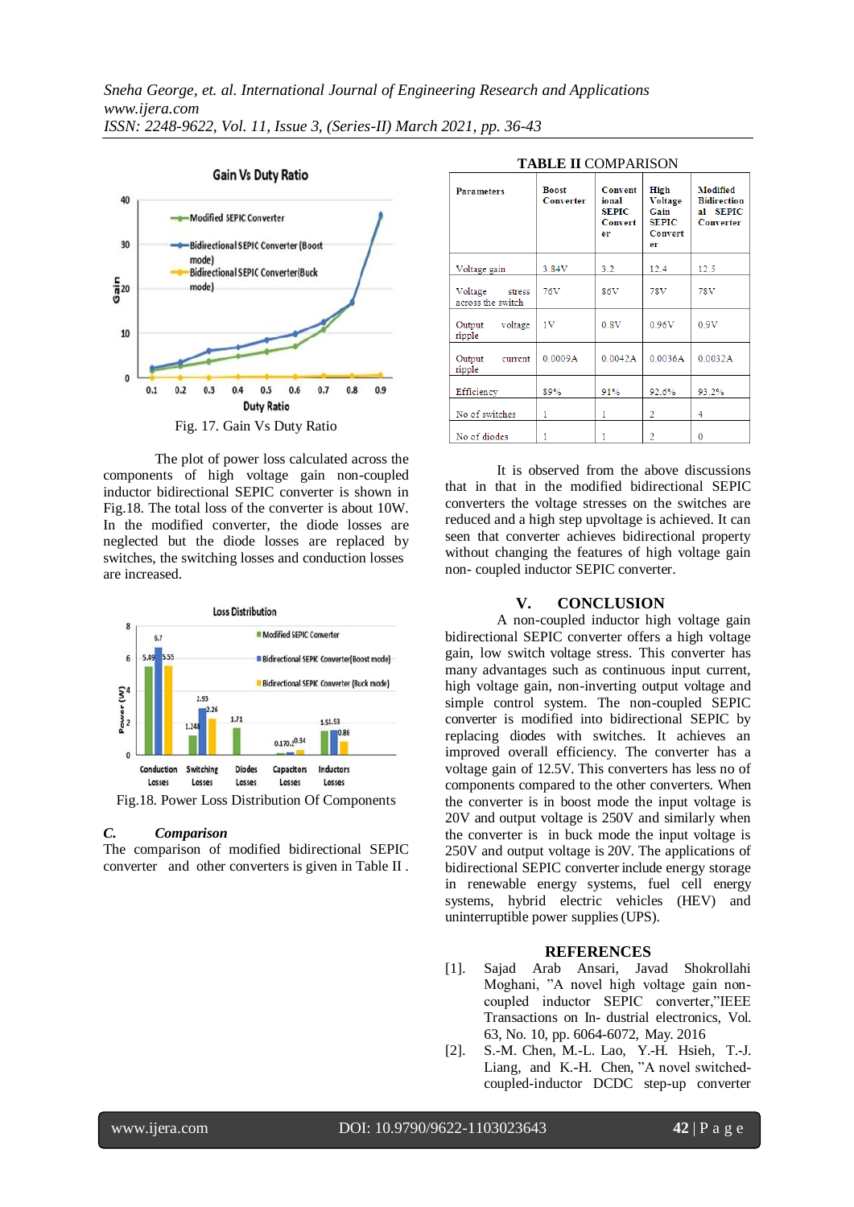Fig. 17. Gain Vs Duty Ratio

The plot of power loss calculated across the components of high voltage gain inductor bidirectional SEPIC converter is shown in Fig.18. The total loss of the converter is about 10W. In the modified converter, the diode losses are neglected but the diode losses are replaced by switches, the switching losses and conduction losses are increased.

Fig.18. Power Loss Distribution Of Components

### *C. Comparison*

The comparison of modified bidirectional SEPIC converter and other converters is given in Table II .

**TABLE II** COMPARISON

| Parameters | Boost Converter | Conventional SEPIC Converter | High Voltage Gain SEPIC Converter | Modified Bidirectional SEPIC Converter |
|---|---|---|---|---|
| Voltage gain | 3.84V | 3.2 | 12.4 | 12.5 |
| Voltage stress across the switch | 76V | 86V | 78V | 78V |
| Output voltage ripple | 1V | 0.8V | 0.96V | 0.9V |
| Output current ripple | 0.0009A | 0.0042A | 0.0036A | 0.0032A |
| Efficiency | 89% | 91% | 92.6% | 93.2% |
| No of switches | 1 | 1 | 2 | 4 |
| No of diodes | 1 | 1 | 2 | 0 |

It is observed from the above discussions that in that in the modified bidirectional SEPIC converters the voltage stresses on the switches are reduced and a high step upvoltage is achieved. It can seen that converter achieves bidirectional property without changing the features of high voltage gain non- coupled inductor SEPIC converter.

## V. CONCLUSION

A non-coupled inductor high voltage gain bidirectional SEPIC converter offers a high voltage gain, low switch voltage stress. This converter has many advantages such as continuous input current, high voltage gain, non-inverting output voltage and simple control system. The non-coupled SEPIC converter is modified into bidirectional SEPIC by replacing diodes with switches. It achieves an improved overall efficiency. The converter has a voltage gain of 12.5V. This converters has less no of components compared to the other converters. When the converter is in boost mode the input voltage is 20V and output voltage is 250V and similarly when the converter is in buck mode the input voltage is 250V and output voltage is 20V. The applications of bidirectional SEPIC converter include energy storage in renewable energy systems, fuel cell energy systems, hybrid electric vehicles (HEV) and uninterruptible power supplies (UPS).

## REFERENCES

[1]. Sajad Arab Ansari, Javad Shokrollahi Moghani, "A novel high voltage gain non-coupled inductor SEPIC converter,"IEEE Transactions on In- dustrial electronics, Vol. 63, No. 10, pp. 6064-6072, May. 2016

[2]. S.-M. Chen, M.-L. Lao, Y.-H. Hsieh, T.-J. Liang, and K.-H. Chen, "A novel switched-coupled-inductor DCDC step-up converter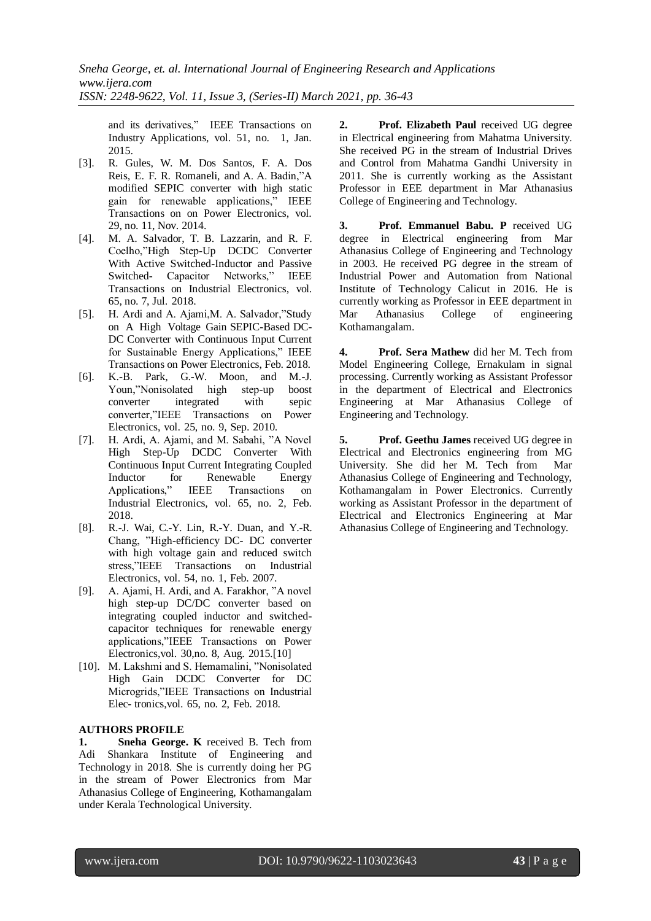and its derivatives," IEEE Transactions on Industry Applications, vol. 51, no. 1, Jan. 2015.

[3]. R. Gules, W. M. Dos Santos, F. A. Dos Reis, E. F. R. Romaneli, and A. A. Badin,"A modified SEPIC converter with high static gain for renewable applications," IEEE Transactions on on Power Electronics, vol. 29, no. 11, Nov. 2014.

[4]. M. A. Salvador, T. B. Lazzarin, and R. F. Coelho,"High Step-Up DCDC Converter With Active Switched-Inductor and Passive Switched- Capacitor Networks," IEEE Transactions on Industrial Electronics, vol. 65, no. 7, Jul. 2018.

[5]. H. Ardi and A. Ajami,M. A. Salvador,"Study on A High Voltage Gain SEPIC-Based DC-DC Converter with Continuous Input Current for Sustainable Energy Applications," IEEE Transactions on Power Electronics, Feb. 2018.

[6]. K.-B. Park, G.-W. Moon, and M.-J. Youn,"Nonisolated high step-up boost converter integrated with sepic converter,"IEEE Transactions on Power Electronics, vol. 25, no. 9, Sep. 2010.

[7]. H. Ardi, A. Ajami, and M. Sabahi, "A Novel High Step-Up DCDC Converter With Continuous Input Current Integrating Coupled Inductor for Renewable Energy Applications," IEEE Transactions on Industrial Electronics, vol. 65, no. 2, Feb. 2018.

[8]. R.-J. Wai, C.-Y. Lin, R.-Y. Duan, and Y.-R. Chang, "High-efficiency DC- DC converter with high voltage gain and reduced switch stress,"IEEE Transactions on Industrial Electronics, vol. 54, no. 1, Feb. 2007.

[9]. A. Ajami, H. Ardi, and A. Farakhor, "A novel high step-up DC/DC converter based on integrating coupled inductor and switched-capacitor techniques for renewable energy applications,"IEEE Transactions on Power Electronics,vol. 30,no. 8, Aug. 2015.[10]

[10]. M. Lakshmi and S. Hemamalini, "Nonisolated High Gain DCDC Converter for DC Microgrids,"IEEE Transactions on Industrial Elec- tronics,vol. 65, no. 2, Feb. 2018.

**AUTHORS PROFILE**

**1. Sneha George. K** received B. Tech from Adi Shankara Institute of Engineering and Technology in 2018. She is currently doing her PG in the stream of Power Electronics from Mar Athanasius College of Engineering, Kothamangalam under Kerala Technological University.

**2. Prof. Elizabeth Paul** received UG degree in Electrical engineering from Mahatma University. She received PG in the stream of Industrial Drives and Control from Mahatma Gandhi University in 2011. She is currently working as the Assistant Professor in EEE department in Mar Athanasius College of Engineering and Technology.

**3. Prof. Emmanuel Babu. P** received UG degree in Electrical engineering from Mar Athanasius College of Engineering and Technology in 2003. He received PG degree in the stream of Industrial Power and Automation from National Institute of Technology Calicut in 2016. He is currently working as Professor in EEE department in Mar Athanasius College of engineering Kothamangalam.

**4. Prof. Sera Mathew** did her M. Tech from Model Engineering College, Ernakulam in signal processing. Currently working as Assistant Professor in the department of Electrical and Electronics Engineering at Mar Athanasius College of Engineering and Technology.

**5. Prof. Geethu James** received UG degree in Electrical and Electronics engineering from MG University. She did her M. Tech from Mar Athanasius College of Engineering and Technology, Kothamangalam in Power Electronics. Currently working as Assistant Professor in the department of Electrical and Electronics Engineering at Mar Athanasius College of Engineering and Technology.